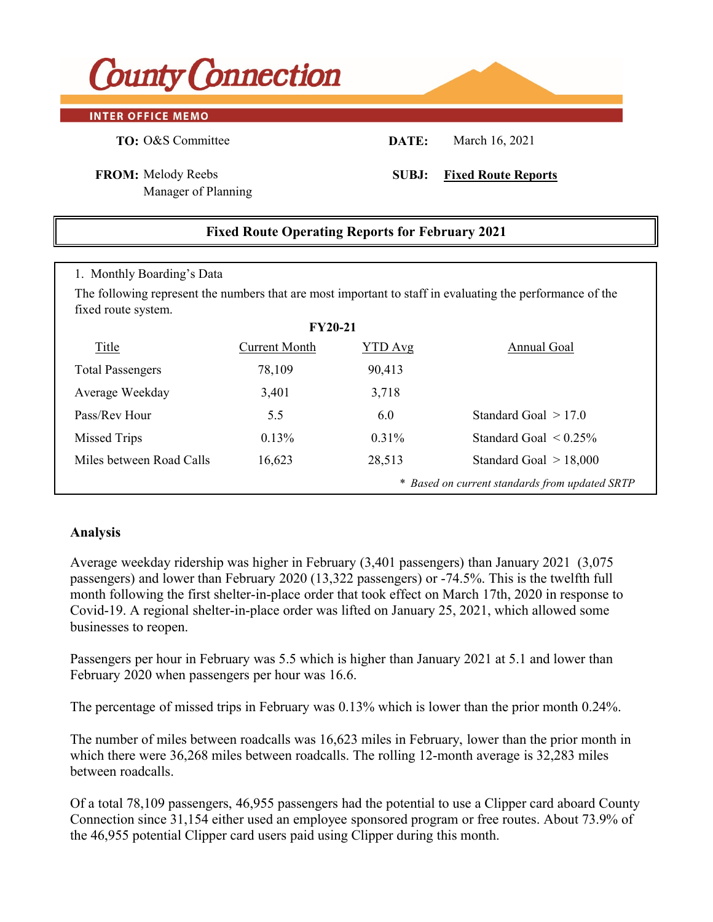# County Connection

**INTER OFFICE MEMO**

**TO:** O&S Committee

**DATE:** March 16, 2021

**FROM:** Melody Reebs
Manager of Planning

**SUBJ:** **Fixed Route Reports**

## Fixed Route Operating Reports for February 2021

1. Monthly Boarding's Data

The following represent the numbers that are most important to staff in evaluating the performance of the fixed route system.

**FY20-21**

| Title | Current Month | YTD Avg | Annual Goal |
|---|---|---|---|
| Total Passengers | 78,109 | 90,413 | |
| Average Weekday | 3,401 | 3,718 | |
| Pass/Rev Hour | 5.5 | 6.0 | Standard Goal > 17.0 |
| Missed Trips | 0.13% | 0.31% | Standard Goal < 0.25% |
| Miles between Road Calls | 16,623 | 28,513 | Standard Goal > 18,000 |

*\* Based on current standards from updated SRTP*

### Analysis

Average weekday ridership was higher in February (3,401 passengers) than January 2021 (3,075 passengers) and lower than February 2020 (13,322 passengers) or -74.5%. This is the twelfth full month following the first shelter-in-place order that took effect on March 17th, 2020 in response to Covid-19. A regional shelter-in-place order was lifted on January 25, 2021, which allowed some businesses to reopen.

Passengers per hour in February was 5.5 which is higher than January 2021 at 5.1 and lower than February 2020 when passengers per hour was 16.6.

The percentage of missed trips in February was 0.13% which is lower than the prior month 0.24%.

The number of miles between roadcalls was 16,623 miles in February, lower than the prior month in which there were 36,268 miles between roadcalls. The rolling 12-month average is 32,283 miles between roadcalls.

Of a total 78,109 passengers, 46,955 passengers had the potential to use a Clipper card aboard County Connection since 31,154 either used an employee sponsored program or free routes. About 73.9% of the 46,955 potential Clipper card users paid using Clipper during this month.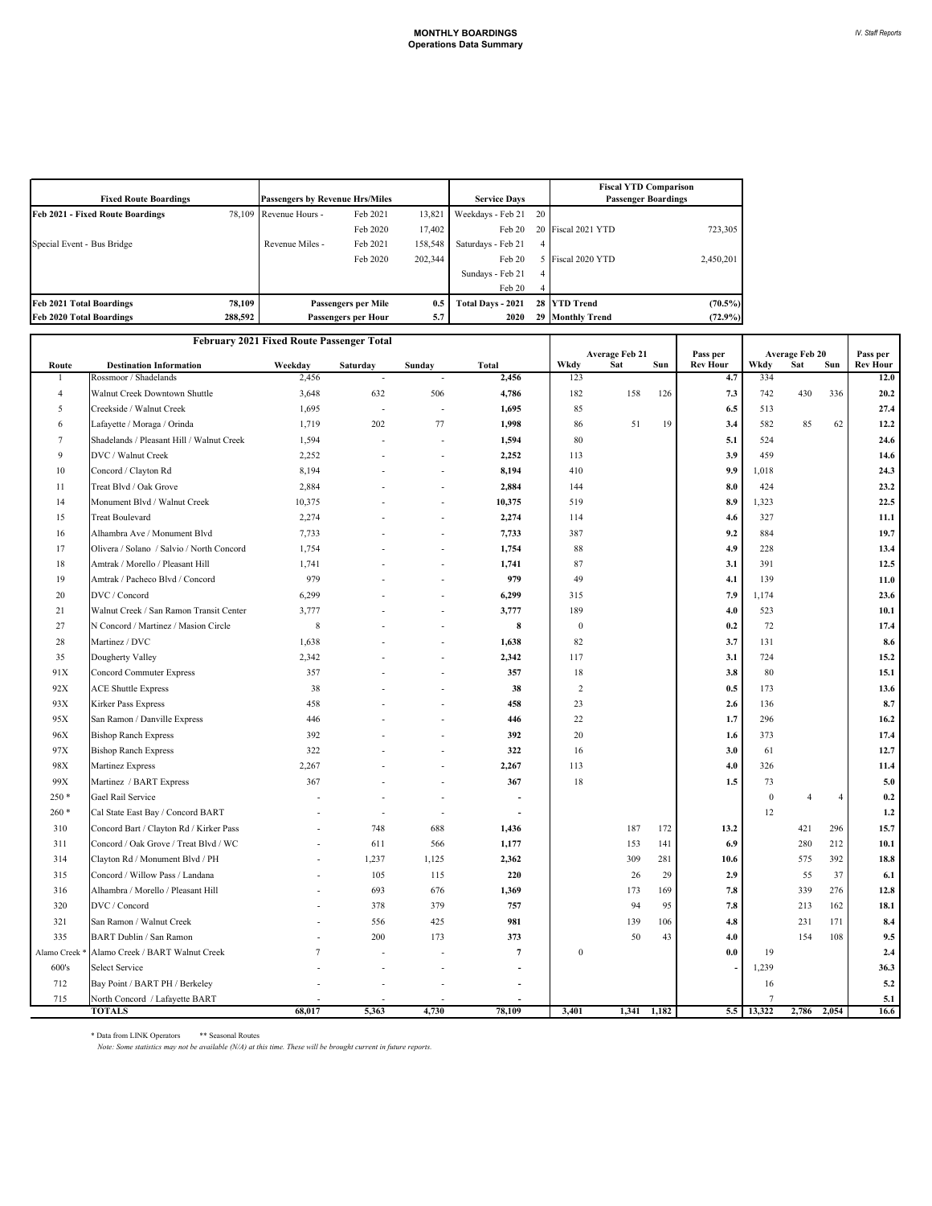# MONTHLY BOARDINGS
## Operations Data Summary

| Fixed Route Boardings | | Passengers by Revenue Hrs/Miles | | | Service Days | | Fiscal YTD Comparison Passenger Boardings | |
|---|---|---|---|---|---|---|---|---|
| Feb 2021 - Fixed Route Boardings | 78,109 | Revenue Hours - | Feb 2021 | 13,821 | Weekdays - Feb 21 | 20 | | |
| | | | Feb 2020 | 17,402 | Feb 20 | 20 | Fiscal 2021 YTD | 723,305 |
| Special Event - Bus Bridge | | Revenue Miles - | Feb 2021 | 158,548 | Saturdays - Feb 21 | 4 | | |
| | | | Feb 2020 | 202,344 | Feb 20 | 5 | Fiscal 2020 YTD | 2,450,201 |
| | | | | | Sundays - Feb 21 | 4 | | |
| | | | | | Feb 20 | 4 | | |
| **Feb 2021 Total Boardings** | **78,109** | **Passengers per Mile** | | **0.5** | **Total Days - 2021** | **28** | **YTD Trend** | **(70.5%)** |
| **Feb 2020 Total Boardings** | **288,592** | **Passengers per Hour** | | **5.7** | **2020** | **29** | **Monthly Trend** | **(72.9%)** |

| | **February 2021 Fixed Route Passenger Total** | | | | | Average Feb 21 | | | Pass per | Average Feb 20 | | | Pass per |
|---|---|---|---|---|---|---|---|---|---|---|---|---|---|
| **Route** | **Destination Information** | **Weekday** | **Saturday** | **Sunday** | **Total** | **Wkdy** | **Sat** | **Sun** | **Rev Hour** | **Wkdy** | **Sat** | **Sun** | **Rev Hour** |
| 1 | Rossmoor / Shadelands | 2,456 | - | - | **2,456** | 123 | | | **4.7** | 334 | | | **12.0** |
| 4 | Walnut Creek Downtown Shuttle | 3,648 | 632 | 506 | **4,786** | 182 | 158 | 126 | **7.3** | 742 | 430 | 336 | **20.2** |
| 5 | Creekside / Walnut Creek | 1,695 | - | - | **1,695** | 85 | | | **6.5** | 513 | | | **27.4** |
| 6 | Lafayette / Moraga / Orinda | 1,719 | 202 | 77 | **1,998** | 86 | 51 | 19 | **3.4** | 582 | 85 | 62 | **12.2** |
| 7 | Shadelands / Pleasant Hill / Walnut Creek | 1,594 | - | - | **1,594** | 80 | | | **5.1** | 524 | | | **24.6** |
| 9 | DVC / Walnut Creek | 2,252 | - | - | **2,252** | 113 | | | **3.9** | 459 | | | **14.6** |
| 10 | Concord / Clayton Rd | 8,194 | - | - | **8,194** | 410 | | | **9.9** | 1,018 | | | **24.3** |
| 11 | Treat Blvd / Oak Grove | 2,884 | - | - | **2,884** | 144 | | | **8.0** | 424 | | | **23.2** |
| 14 | Monument Blvd / Walnut Creek | 10,375 | - | - | **10,375** | 519 | | | **8.9** | 1,323 | | | **22.5** |
| 15 | Treat Boulevard | 2,274 | - | - | **2,274** | 114 | | | **4.6** | 327 | | | **11.1** |
| 16 | Alhambra Ave / Monument Blvd | 7,733 | - | - | **7,733** | 387 | | | **9.2** | 884 | | | **19.7** |
| 17 | Olivera / Solano / Salvio / North Concord | 1,754 | - | - | **1,754** | 88 | | | **4.9** | 228 | | | **13.4** |
| 18 | Amtrak / Morello / Pleasant Hill | 1,741 | - | - | **1,741** | 87 | | | **3.1** | 391 | | | **12.5** |
| 19 | Amtrak / Pacheco Blvd / Concord | 979 | - | - | **979** | 49 | | | **4.1** | 139 | | | **11.0** |
| 20 | DVC / Concord | 6,299 | - | - | **6,299** | 315 | | | **7.9** | 1,174 | | | **23.6** |
| 21 | Walnut Creek / San Ramon Transit Center | 3,777 | - | - | **3,777** | 189 | | | **4.0** | 523 | | | **10.1** |
| 27 | N Concord / Martinez / Masion Circle | 8 | - | - | **8** | 0 | | | **0.2** | 72 | | | **17.4** |
| 28 | Martinez / DVC | 1,638 | - | - | **1,638** | 82 | | | **3.7** | 131 | | | **8.6** |
| 35 | Dougherty Valley | 2,342 | - | - | **2,342** | 117 | | | **3.1** | 724 | | | **15.2** |
| 91X | Concord Commuter Express | 357 | - | - | **357** | 18 | | | **3.8** | 80 | | | **15.1** |
| 92X | ACE Shuttle Express | 38 | - | - | **38** | 2 | | | **0.5** | 173 | | | **13.6** |
| 93X | Kirker Pass Express | 458 | - | - | **458** | 23 | | | **2.6** | 136 | | | **8.7** |
| 95X | San Ramon / Danville Express | 446 | - | - | **446** | 22 | | | **1.7** | 296 | | | **16.2** |
| 96X | Bishop Ranch Express | 392 | - | - | **392** | 20 | | | **1.6** | 373 | | | **17.4** |
| 97X | Bishop Ranch Express | 322 | - | - | **322** | 16 | | | **3.0** | 61 | | | **12.7** |
| 98X | Martinez Express | 2,267 | - | - | **2,267** | 113 | | | **4.0** | 326 | | | **11.4** |
| 99X | Martinez / BART Express | 367 | - | - | **367** | 18 | | | **1.5** | 73 | | | **5.0** |
| 250 * | Gael Rail Service | - | - | - | **-** | | | | | 0 | 4 | 4 | **0.2** |
| 260 * | Cal State East Bay / Concord BART | - | - | - | **-** | | | | | 12 | | | **1.2** |
| 310 | Concord Bart / Clayton Rd / Kirker Pass | - | 748 | 688 | **1,436** | | 187 | 172 | **13.2** | | 421 | 296 | **15.7** |
| 311 | Concord / Oak Grove / Treat Blvd / WC | - | 611 | 566 | **1,177** | | 153 | 141 | **6.9** | | 280 | 212 | **10.1** |
| 314 | Clayton Rd / Monument Blvd / PH | - | 1,237 | 1,125 | **2,362** | | 309 | 281 | **10.6** | | 575 | 392 | **18.8** |
| 315 | Concord / Willow Pass / Landana | - | 105 | 115 | **220** | | 26 | 29 | **2.9** | | 55 | 37 | **6.1** |
| 316 | Alhambra / Morello / Pleasant Hill | - | 693 | 676 | **1,369** | | 173 | 169 | **7.8** | | 339 | 276 | **12.8** |
| 320 | DVC / Concord | - | 378 | 379 | **757** | | 94 | 95 | **7.8** | | 213 | 162 | **18.1** |
| 321 | San Ramon / Walnut Creek | - | 556 | 425 | **981** | | 139 | 106 | **4.8** | | 231 | 171 | **8.4** |
| 335 | BART Dublin / San Ramon | - | 200 | 173 | **373** | | 50 | 43 | **4.0** | | 154 | 108 | **9.5** |
| Alamo Creek * | Alamo Creek / BART Walnut Creek | 7 | - | - | **7** | 0 | | | **0.0** | 19 | | | **2.4** |
| 600's | Select Service | - | - | - | **-** | | | | **-** | 1,239 | | | **36.3** |
| 712 | Bay Point / BART PH / Berkeley | - | - | - | **-** | | | | | 16 | | | **5.2** |
| 715 | North Concord / Lafayette BART | - | - | - | **-** | | | | | 7 | | | **5.1** |
| | **TOTALS** | **68,017** | **5,363** | **4,730** | **78,109** | **3,401** | **1,341** | **1,182** | **5.5** | **13,322** | **2,786** | **2,054** | **16.6** |

\* Data from LINK Operators &nbsp;&nbsp;&nbsp; ** Seasonal Routes

*Note: Some statistics may not be available (N/A) at this time. These will be brought current in future reports.*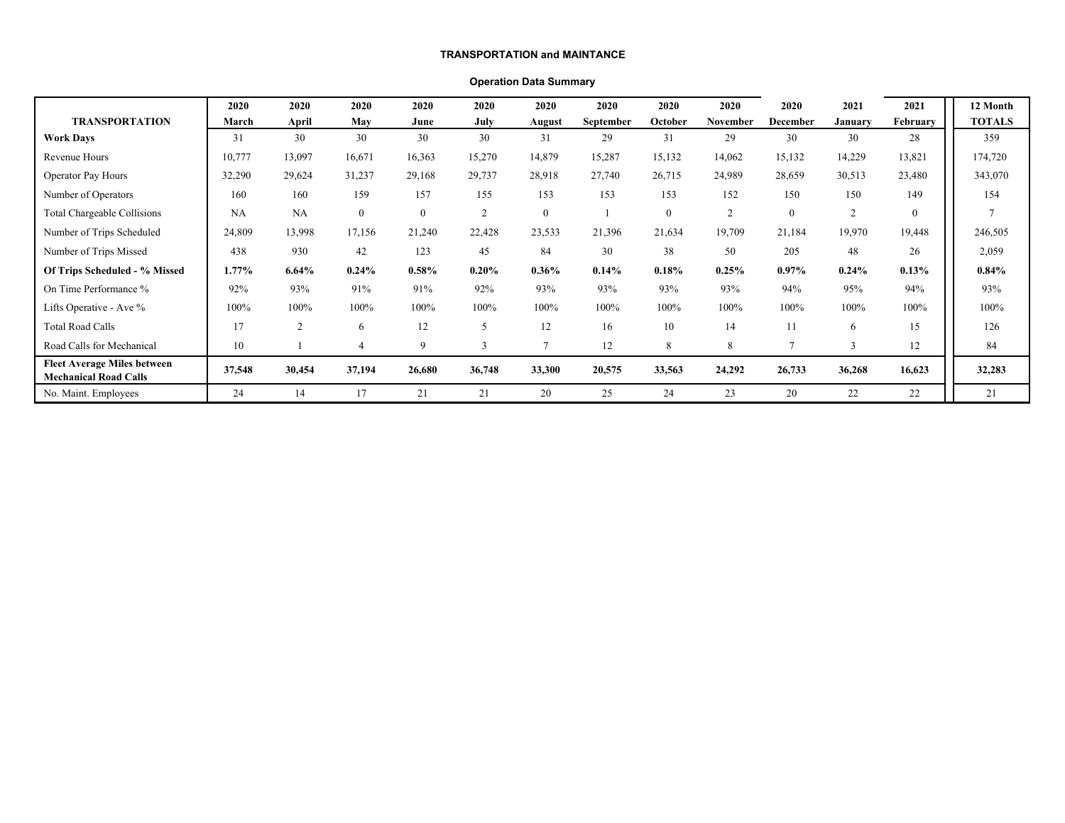**TRANSPORTATION and MAINTANCE**

**Operation Data Summary**

| TRANSPORTATION | 2020 March | 2020 April | 2020 May | 2020 June | 2020 July | 2020 August | 2020 September | 2020 October | 2020 November | 2020 December | 2021 January | 2021 February | 12 Month TOTALS |
|---|---|---|---|---|---|---|---|---|---|---|---|---|---|
| **Work Days** | 31 | 30 | 30 | 30 | 30 | 31 | 29 | 31 | 29 | 30 | 30 | 28 | 359 |
| Revenue Hours | 10,777 | 13,097 | 16,671 | 16,363 | 15,270 | 14,879 | 15,287 | 15,132 | 14,062 | 15,132 | 14,229 | 13,821 | 174,720 |
| Operator Pay Hours | 32,290 | 29,624 | 31,237 | 29,168 | 29,737 | 28,918 | 27,740 | 26,715 | 24,989 | 28,659 | 30,513 | 23,480 | 343,070 |
| Number of Operators | 160 | 160 | 159 | 157 | 155 | 153 | 153 | 153 | 152 | 150 | 150 | 149 | 154 |
| Total Chargeable Collisions | NA | NA | 0 | 0 | 2 | 0 | 1 | 0 | 2 | 0 | 2 | 0 | 7 |
| Number of Trips Scheduled | 24,809 | 13,998 | 17,156 | 21,240 | 22,428 | 23,533 | 21,396 | 21,634 | 19,709 | 21,184 | 19,970 | 19,448 | 246,505 |
| Number of Trips Missed | 438 | 930 | 42 | 123 | 45 | 84 | 30 | 38 | 50 | 205 | 48 | 26 | 2,059 |
| **Of Trips Scheduled - % Missed** | **1.77%** | **6.64%** | **0.24%** | **0.58%** | **0.20%** | **0.36%** | **0.14%** | **0.18%** | **0.25%** | **0.97%** | **0.24%** | **0.13%** | **0.84%** |
| On Time Performance % | 92% | 93% | 91% | 91% | 92% | 93% | 93% | 93% | 93% | 94% | 95% | 94% | 93% |
| Lifts Operative - Ave % | 100% | 100% | 100% | 100% | 100% | 100% | 100% | 100% | 100% | 100% | 100% | 100% | 100% |
| Total Road Calls | 17 | 2 | 6 | 12 | 5 | 12 | 16 | 10 | 14 | 11 | 6 | 15 | 126 |
| Road Calls for Mechanical | 10 | 1 | 4 | 9 | 3 | 7 | 12 | 8 | 8 | 7 | 3 | 12 | 84 |
| **Fleet Average Miles between Mechanical Road Calls** | **37,548** | **30,454** | **37,194** | **26,680** | **36,748** | **33,300** | **20,575** | **33,563** | **24,292** | **26,733** | **36,268** | **16,623** | **32,283** |
| No. Maint. Employees | 24 | 14 | 17 | 21 | 21 | 20 | 25 | 24 | 23 | 20 | 22 | 22 | 21 |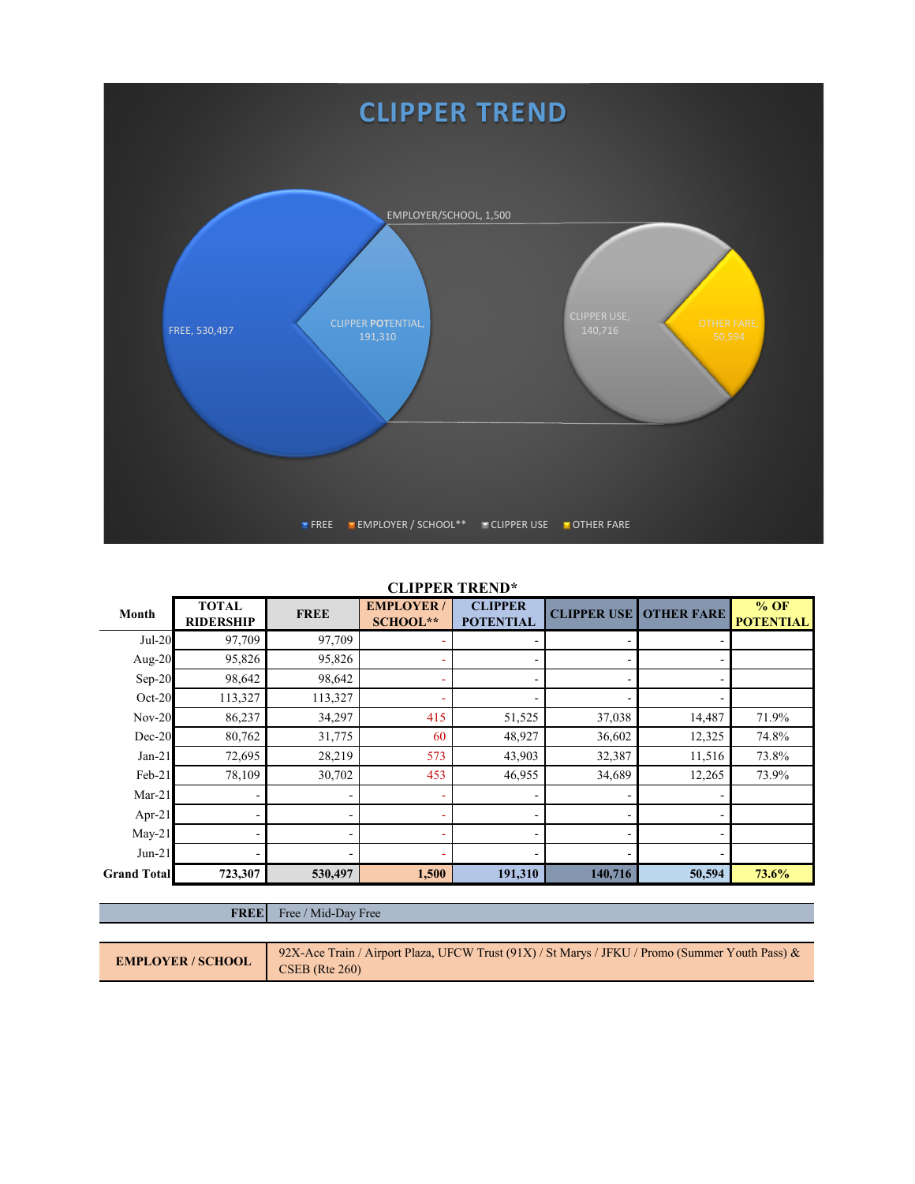CLIPPER TREND

FREE, 530,497

EMPLOYER/SCHOOL, 1,500

CLIPPER POTENTIAL, 191,310

CLIPPER USE, 140,716

OTHER FARE, 50,594

FREE | EMPLOYER / SCHOOL** | CLIPPER USE | OTHER FARE

**CLIPPER TREND***

| Month | TOTAL RIDERSHIP | FREE | EMPLOYER / SCHOOL** | CLIPPER POTENTIAL | CLIPPER USE | OTHER FARE | % OF POTENTIAL |
|---|---|---|---|---|---|---|---|
| Jul-20 | 97,709 | 97,709 | - | - | - | - | |
| Aug-20 | 95,826 | 95,826 | - | - | - | - | |
| Sep-20 | 98,642 | 98,642 | - | - | - | - | |
| Oct-20 | 113,327 | 113,327 | - | - | - | - | |
| Nov-20 | 86,237 | 34,297 | 415 | 51,525 | 37,038 | 14,487 | 71.9% |
| Dec-20 | 80,762 | 31,775 | 60 | 48,927 | 36,602 | 12,325 | 74.8% |
| Jan-21 | 72,695 | 28,219 | 573 | 43,903 | 32,387 | 11,516 | 73.8% |
| Feb-21 | 78,109 | 30,702 | 453 | 46,955 | 34,689 | 12,265 | 73.9% |
| Mar-21 | - | - | - | - | - | - | |
| Apr-21 | - | - | - | - | - | - | |
| May-21 | - | - | - | - | - | - | |
| Jun-21 | - | - | - | - | - | - | |
| **Grand Total** | **723,307** | **530,497** | **1,500** | **191,310** | **140,716** | **50,594** | **73.6%** |

| | |
|---|---|
| **FREE** | Free / Mid-Day Free |
| **EMPLOYER / SCHOOL** | 92X-Ace Train / Airport Plaza, UFCW Trust (91X) / St Marys / JFKU / Promo (Summer Youth Pass) & CSEB (Rte 260) |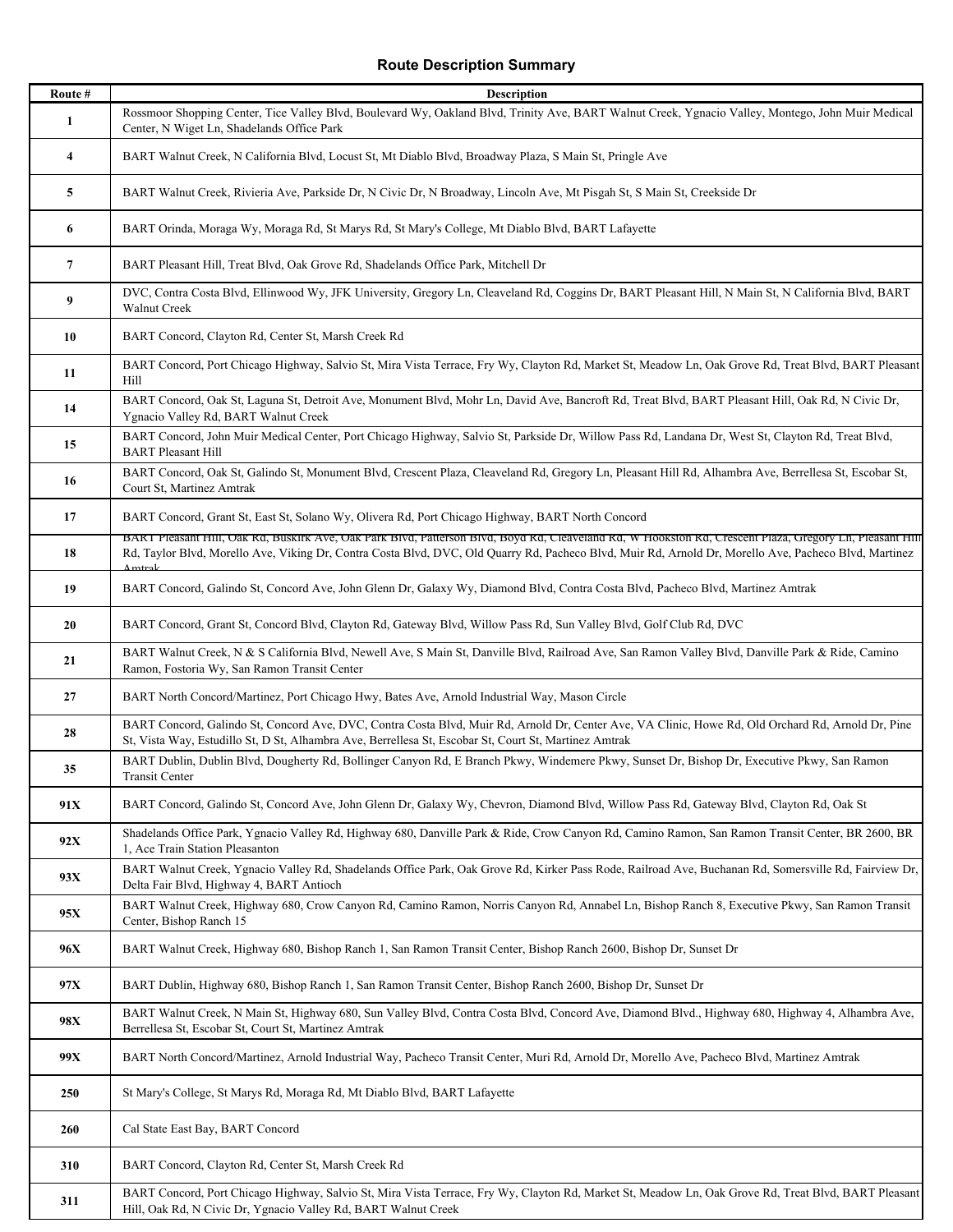## Route Description Summary

| Route # | Description |
|---|---|
| 1 | Rossmoor Shopping Center, Tice Valley Blvd, Boulevard Wy, Oakland Blvd, Trinity Ave, BART Walnut Creek, Ygnacio Valley, Montego, John Muir Medical Center, N Wiget Ln, Shadelands Office Park |
| 4 | BART Walnut Creek, N California Blvd, Locust St, Mt Diablo Blvd, Broadway Plaza, S Main St, Pringle Ave |
| 5 | BART Walnut Creek, Rivieria Ave, Parkside Dr, N Civic Dr, N Broadway, Lincoln Ave, Mt Pisgah St, S Main St, Creekside Dr |
| 6 | BART Orinda, Moraga Wy, Moraga Rd, St Marys Rd, St Mary's College, Mt Diablo Blvd, BART Lafayette |
| 7 | BART Pleasant Hill, Treat Blvd, Oak Grove Rd, Shadelands Office Park, Mitchell Dr |
| 9 | DVC, Contra Costa Blvd, Ellinwood Wy, JFK University, Gregory Ln, Cleveland Rd, Coggins Dr, BART Pleasant Hill, N Main St, N California Blvd, BART Walnut Creek |
| 10 | BART Concord, Clayton Rd, Center St, Marsh Creek Rd |
| 11 | BART Concord, Port Chicago Highway, Salvio St, Mira Vista Terrace, Fry Wy, Clayton Rd, Market St, Meadow Ln, Oak Grove Rd, Treat Blvd, BART Pleasant Hill |
| 14 | BART Concord, Oak St, Laguna St, Detroit Ave, Monument Blvd, Mohr Ln, David Ave, Bancroft Rd, Treat Blvd, BART Pleasant Hill, Oak Rd, N Civic Dr, Ygnacio Valley Rd, BART Walnut Creek |
| 15 | BART Concord, John Muir Medical Center, Port Chicago Highway, Salvio St, Parkside Dr, Willow Pass Rd, Landana Dr, West St, Clayton Rd, Treat Blvd, BART Pleasant Hill |
| 16 | BART Concord, Oak St, Galindo St, Monument Blvd, Crescent Plaza, Cleaveland Rd, Gregory Ln, Pleasant Hill Rd, Alhambra Ave, Berrellesa St, Escobar St, Court St, Martinez Amtrak |
| 17 | BART Concord, Grant St, East St, Solano Wy, Olivera Rd, Port Chicago Highway, BART North Concord |
| 18 | BART Pleasant Hill, Oak Rd, Buskirk Ave, Oak Park Blvd, Patterson Blvd, Boyd Rd, Cleaveland Rd, W Hookston Rd, Crescent Plaza, Gregory Ln, Pleasant Hill Rd, Taylor Blvd, Morello Ave, Viking Dr, Contra Costa Blvd, DVC, Old Quarry Rd, Pacheco Blvd, Muir Rd, Arnold Dr, Morello Ave, Pacheco Blvd, Martinez Amtrak |
| 19 | BART Concord, Galindo St, Concord Ave, John Glenn Dr, Galaxy Wy, Diamond Blvd, Contra Costa Blvd, Pacheco Blvd, Martinez Amtrak |
| 20 | BART Concord, Grant St, Concord Blvd, Clayton Rd, Gateway Blvd, Willow Pass Rd, Sun Valley Blvd, Golf Club Rd, DVC |
| 21 | BART Walnut Creek, N & S California Blvd, Newell Ave, S Main St, Danville Blvd, Railroad Ave, San Ramon Valley Blvd, Danville Park & Ride, Camino Ramon, Fostoria Wy, San Ramon Transit Center |
| 27 | BART North Concord/Martinez, Port Chicago Hwy, Bates Ave, Arnold Industrial Way, Mason Circle |
| 28 | BART Concord, Galindo St, Concord Ave, DVC, Contra Costa Blvd, Muir Rd, Arnold Dr, Center Ave, VA Clinic, Howe Rd, Old Orchard Rd, Arnold Dr, Pine St, Vista Way, Estudillo St, D St, Alhambra Ave, Berrellesa St, Escobar St, Court St, Martinez Amtrak |
| 35 | BART Dublin, Dublin Blvd, Dougherty Rd, Bollinger Canyon Rd, E Branch Pkwy, Windemere Pkwy, Sunset Dr, Bishop Dr, Executive Pkwy, San Ramon Transit Center |
| 91X | BART Concord, Galindo St, Concord Ave, John Glenn Dr, Galaxy Wy, Chevron, Diamond Blvd, Willow Pass Rd, Gateway Blvd, Clayton Rd, Oak St |
| 92X | Shadelands Office Park, Ygnacio Valley Rd, Highway 680, Danville Park & Ride, Crow Canyon Rd, Camino Ramon, San Ramon Transit Center, BR 2600, BR 1, Ace Train Station Pleasanton |
| 93X | BART Walnut Creek, Ygnacio Valley Rd, Shadelands Office Park, Oak Grove Rd, Kirker Pass Rode, Railroad Ave, Buchanan Rd, Somersville Rd, Fairview Dr, Delta Fair Blvd, Highway 4, BART Antioch |
| 95X | BART Walnut Creek, Highway 680, Crow Canyon Rd, Camino Ramon, Norris Canyon Rd, Annabel Ln, Bishop Ranch 8, Executive Pkwy, San Ramon Transit Center, Bishop Ranch 15 |
| 96X | BART Walnut Creek, Highway 680, Bishop Ranch 1, San Ramon Transit Center, Bishop Ranch 2600, Bishop Dr, Sunset Dr |
| 97X | BART Dublin, Highway 680, Bishop Ranch 1, San Ramon Transit Center, Bishop Ranch 2600, Bishop Dr, Sunset Dr |
| 98X | BART Walnut Creek, N Main St, Highway 680, Sun Valley Blvd, Contra Costa Blvd, Concord Ave, Diamond Blvd., Highway 680, Highway 4, Alhambra Ave, Berrellesa St, Escobar St, Court St, Martinez Amtrak |
| 99X | BART North Concord/Martinez, Arnold Industrial Way, Pacheco Transit Center, Muri Rd, Arnold Dr, Morello Ave, Pacheco Blvd, Martinez Amtrak |
| 250 | St Mary's College, St Marys Rd, Moraga Rd, Mt Diablo Blvd, BART Lafayette |
| 260 | Cal State East Bay, BART Concord |
| 310 | BART Concord, Clayton Rd, Center St, Marsh Creek Rd |
| 311 | BART Concord, Port Chicago Highway, Salvio St, Mira Vista Terrace, Fry Wy, Clayton Rd, Market St, Meadow Ln, Oak Grove Rd, Treat Blvd, BART Pleasant Hill, Oak Rd, N Civic Dr, Ygnacio Valley Rd, BART Walnut Creek |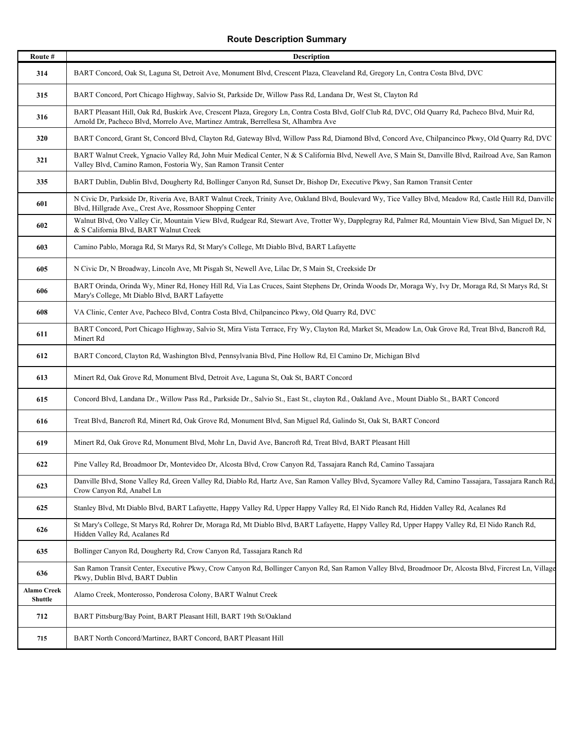## Route Description Summary

| Route # | Description |
|---|---|
| 314 | BART Concord, Oak St, Laguna St, Detroit Ave, Monument Blvd, Crescent Plaza, Cleaveland Rd, Gregory Ln, Contra Costa Blvd, DVC |
| 315 | BART Concord, Port Chicago Highway, Salvio St, Parkside Dr, Willow Pass Rd, Landana Dr, West St, Clayton Rd |
| 316 | BART Pleasant Hill, Oak Rd, Buskirk Ave, Crescent Plaza, Gregory Ln, Contra Costa Blvd, Golf Club Rd, DVC, Old Quarry Rd, Pacheco Blvd, Muir Rd, Arnold Dr, Pacheco Blvd, Morrelo Ave, Martinez Amtrak, Berrellesa St, Alhambra Ave |
| 320 | BART Concord, Grant St, Concord Blvd, Clayton Rd, Gateway Blvd, Willow Pass Rd, Diamond Blvd, Concord Ave, Chilpancinco Pkwy, Old Quarry Rd, DVC |
| 321 | BART Walnut Creek, Ygnacio Valley Rd, John Muir Medical Center, N & S California Blvd, Newell Ave, S Main St, Danville Blvd, Railroad Ave, San Ramon Valley Blvd, Camino Ramon, Fostoria Wy, San Ramon Transit Center |
| 335 | BART Dublin, Dublin Blvd, Dougherty Rd, Bollinger Canyon Rd, Sunset Dr, Bishop Dr, Executive Pkwy, San Ramon Transit Center |
| 601 | N Civic Dr, Parkside Dr, Riveria Ave, BART Walnut Creek, Trinity Ave, Oakland Blvd, Boulevard Wy, Tice Valley Blvd, Meadow Rd, Castle Hill Rd, Danville Blvd, Hillgrade Ave,, Crest Ave, Rossmoor Shopping Center |
| 602 | Walnut Blvd, Oro Valley Cir, Mountain View Blvd, Rudgear Rd, Stewart Ave, Trotter Wy, Dapplegray Rd, Palmer Rd, Mountain View Blvd, San Miguel Dr, N & S California Blvd, BART Walnut Creek |
| 603 | Camino Pablo, Moraga Rd, St Marys Rd, St Mary's College, Mt Diablo Blvd, BART Lafayette |
| 605 | N Civic Dr, N Broadway, Lincoln Ave, Mt Pisgah St, Newell Ave, Lilac Dr, S Main St, Creekside Dr |
| 606 | BART Orinda, Orinda Wy, Miner Rd, Honey Hill Rd, Via Las Cruces, Saint Stephens Dr, Orinda Woods Dr, Moraga Wy, Ivy Dr, Moraga Rd, St Marys Rd, St Mary's College, Mt Diablo Blvd, BART Lafayette |
| 608 | VA Clinic, Center Ave, Pacheco Blvd, Contra Costa Blvd, Chilpancinco Pkwy, Old Quarry Rd, DVC |
| 611 | BART Concord, Port Chicago Highway, Salvio St, Mira Vista Terrace, Fry Wy, Clayton Rd, Market St, Meadow Ln, Oak Grove Rd, Treat Blvd, Bancroft Rd, Minert Rd |
| 612 | BART Concord, Clayton Rd, Washington Blvd, Pennsylvania Blvd, Pine Hollow Rd, El Camino Dr, Michigan Blvd |
| 613 | Minert Rd, Oak Grove Rd, Monument Blvd, Detroit Ave, Laguna St, Oak St, BART Concord |
| 615 | Concord Blvd, Landana Dr., Willow Pass Rd., Parkside Dr., Salvio St., East St., clayton Rd., Oakland Ave., Mount Diablo St., BART Concord |
| 616 | Treat Blvd, Bancroft Rd, Minert Rd, Oak Grove Rd, Monument Blvd, San Miguel Rd, Galindo St, Oak St, BART Concord |
| 619 | Minert Rd, Oak Grove Rd, Monument Blvd, Mohr Ln, David Ave, Bancroft Rd, Treat Blvd, BART Pleasant Hill |
| 622 | Pine Valley Rd, Broadmoor Dr, Montevideo Dr, Alcosta Blvd, Crow Canyon Rd, Tassajara Ranch Rd, Camino Tassajara |
| 623 | Danville Blvd, Stone Valley Rd, Green Valley Rd, Diablo Rd, Hartz Ave, San Ramon Valley Blvd, Sycamore Valley Rd, Camino Tassajara, Tassajara Ranch Rd, Crow Canyon Rd, Anabel Ln |
| 625 | Stanley Blvd, Mt Diablo Blvd, BART Lafayette, Happy Valley Rd, Upper Happy Valley Rd, El Nido Ranch Rd, Hidden Valley Rd, Acalanes Rd |
| 626 | St Mary's College, St Marys Rd, Rohrer Dr, Moraga Rd, Mt Diablo Blvd, BART Lafayette, Happy Valley Rd, Upper Happy Valley Rd, El Nido Ranch Rd, Hidden Valley Rd, Acalanes Rd |
| 635 | Bollinger Canyon Rd, Dougherty Rd, Crow Canyon Rd, Tassajara Ranch Rd |
| 636 | San Ramon Transit Center, Executive Pkwy, Crow Canyon Rd, Bollinger Canyon Rd, San Ramon Valley Blvd, Broadmoor Dr, Alcosta Blvd, Fircrest Ln, Village Pkwy, Dublin Blvd, BART Dublin |
| Alamo Creek Shuttle | Alamo Creek, Monterosso, Ponderosa Colony, BART Walnut Creek |
| 712 | BART Pittsburg/Bay Point, BART Pleasant Hill, BART 19th St/Oakland |
| 715 | BART North Concord/Martinez, BART Concord, BART Pleasant Hill |